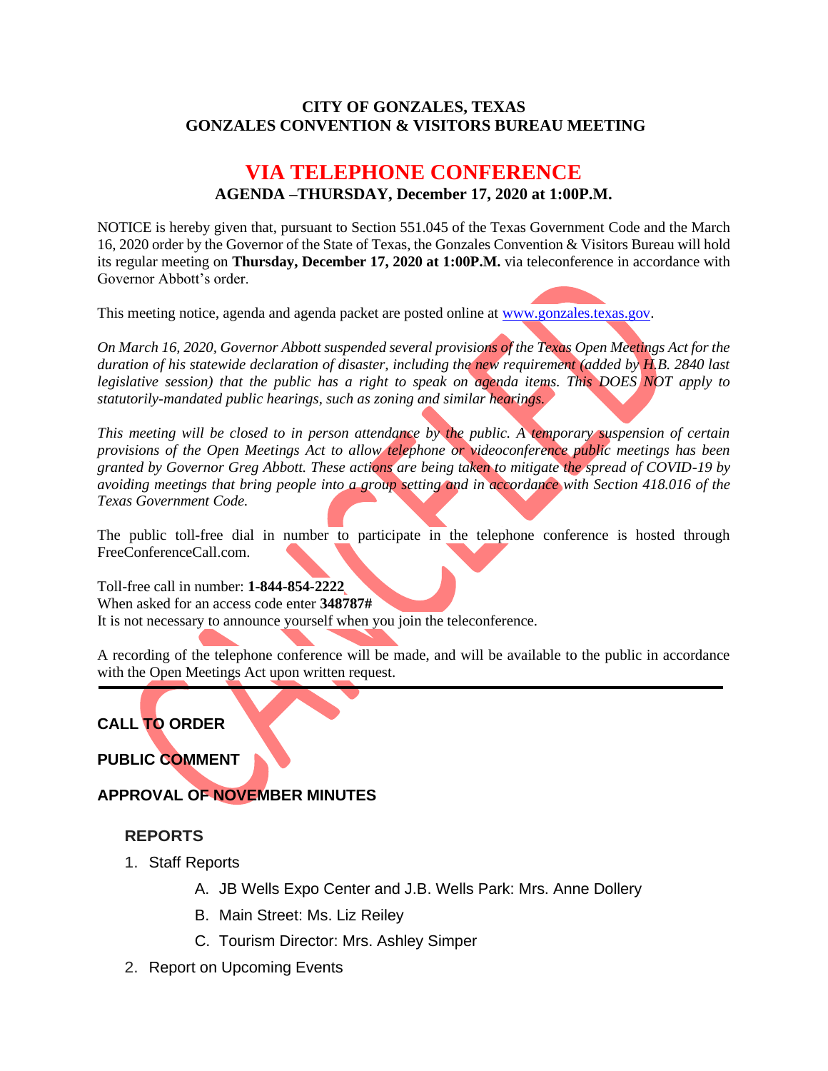**CITY OF GONZALES, TEXAS**
**GONZALES CONVENTION & VISITORS BUREAU MEETING**

# VIA TELEPHONE CONFERENCE

**AGENDA –THURSDAY, December 17, 2020 at 1:00P.M.**

NOTICE is hereby given that, pursuant to Section 551.045 of the Texas Government Code and the March 16, 2020 order by the Governor of the State of Texas, the Gonzales Convention & Visitors Bureau will hold its regular meeting on **Thursday, December 17, 2020 at 1:00P.M.** via teleconference in accordance with Governor Abbott's order.

This meeting notice, agenda and agenda packet are posted online at www.gonzales.texas.gov.

*On March 16, 2020, Governor Abbott suspended several provisions of the Texas Open Meetings Act for the duration of his statewide declaration of disaster, including the new requirement (added by H.B. 2840 last legislative session) that the public has a right to speak on agenda items. This DOES NOT apply to statutorily-mandated public hearings, such as zoning and similar hearings.*

*This meeting will be closed to in person attendance by the public. A temporary suspension of certain provisions of the Open Meetings Act to allow telephone or videoconference public meetings has been granted by Governor Greg Abbott. These actions are being taken to mitigate the spread of COVID-19 by avoiding meetings that bring people into a group setting and in accordance with Section 418.016 of the Texas Government Code.*

The public toll-free dial in number to participate in the telephone conference is hosted through FreeConferenceCall.com.

Toll-free call in number: **1-844-854-2222**
When asked for an access code enter **348787#**
It is not necessary to announce yourself when you join the teleconference.

A recording of the telephone conference will be made, and will be available to the public in accordance with the Open Meetings Act upon written request.

---

**CALL TO ORDER**

**PUBLIC COMMENT**

**APPROVAL OF NOVEMBER MINUTES**

**REPORTS**

1. Staff Reports
   - A. JB Wells Expo Center and J.B. Wells Park: Mrs. Anne Dollery
   - B. Main Street: Ms. Liz Reiley
   - C. Tourism Director: Mrs. Ashley Simper
2. Report on Upcoming Events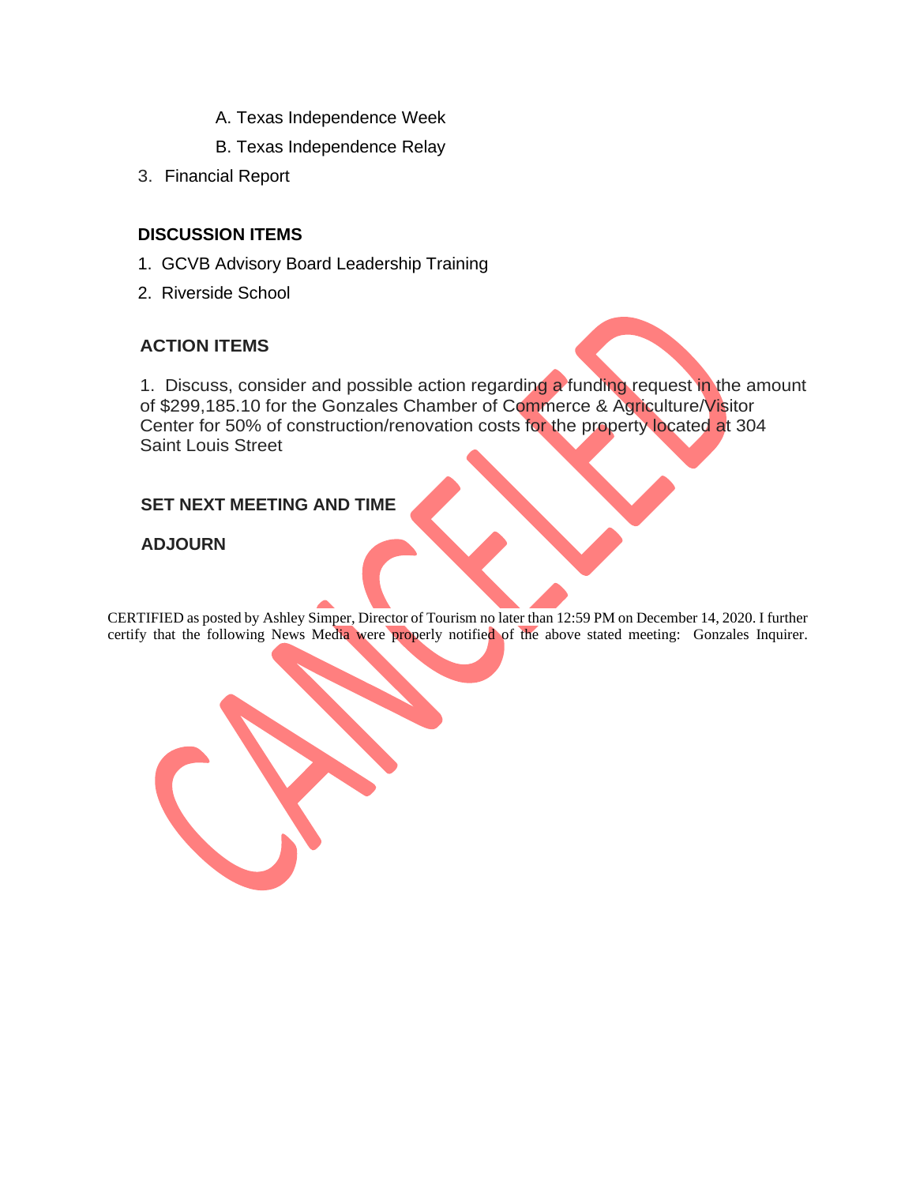A. Texas Independence Week

B. Texas Independence Relay

3. Financial Report

**DISCUSSION ITEMS**

1. GCVB Advisory Board Leadership Training
2. Riverside School

**ACTION ITEMS**

1. Discuss, consider and possible action regarding a funding request in the amount of $299,185.10 for the Gonzales Chamber of Commerce & Agriculture/Visitor Center for 50% of construction/renovation costs for the property located at 304 Saint Louis Street

**SET NEXT MEETING AND TIME**

**ADJOURN**

CERTIFIED as posted by Ashley Simper, Director of Tourism no later than 12:59 PM on December 14, 2020. I further certify that the following News Media were properly notified of the above stated meeting: Gonzales Inquirer.

CANCELED